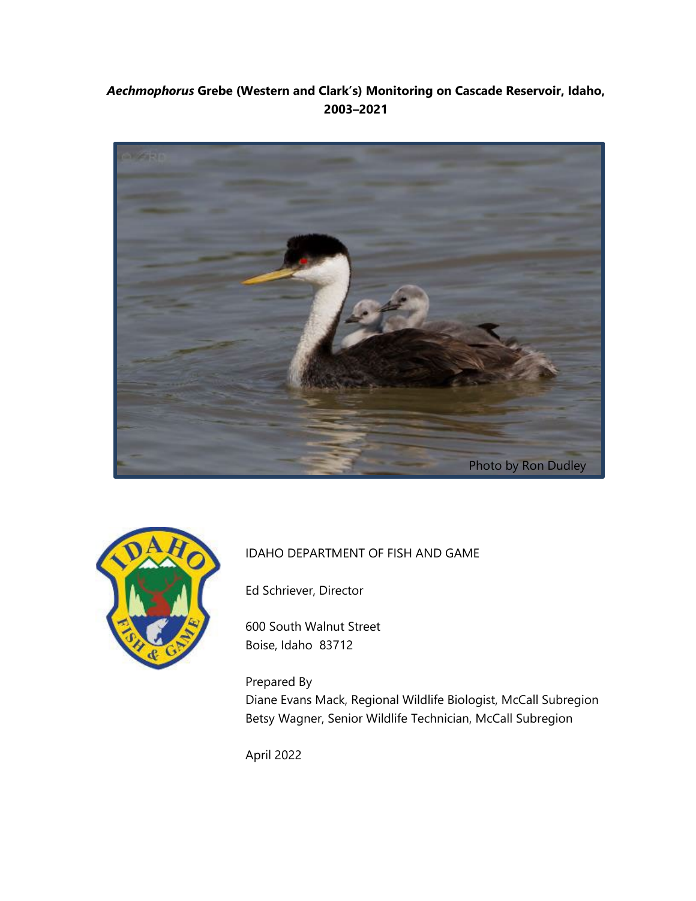# *Aechmophorus* Grebe (Western and Clark's) Monitoring on Cascade Reservoir, Idaho, 2003–2021

Photo by Ron Dudley

IDAHO DEPARTMENT OF FISH AND GAME

Ed Schriever, Director

600 South Walnut Street
Boise, Idaho 83712

Prepared By
Diane Evans Mack, Regional Wildlife Biologist, McCall Subregion
Betsy Wagner, Senior Wildlife Technician, McCall Subregion

April 2022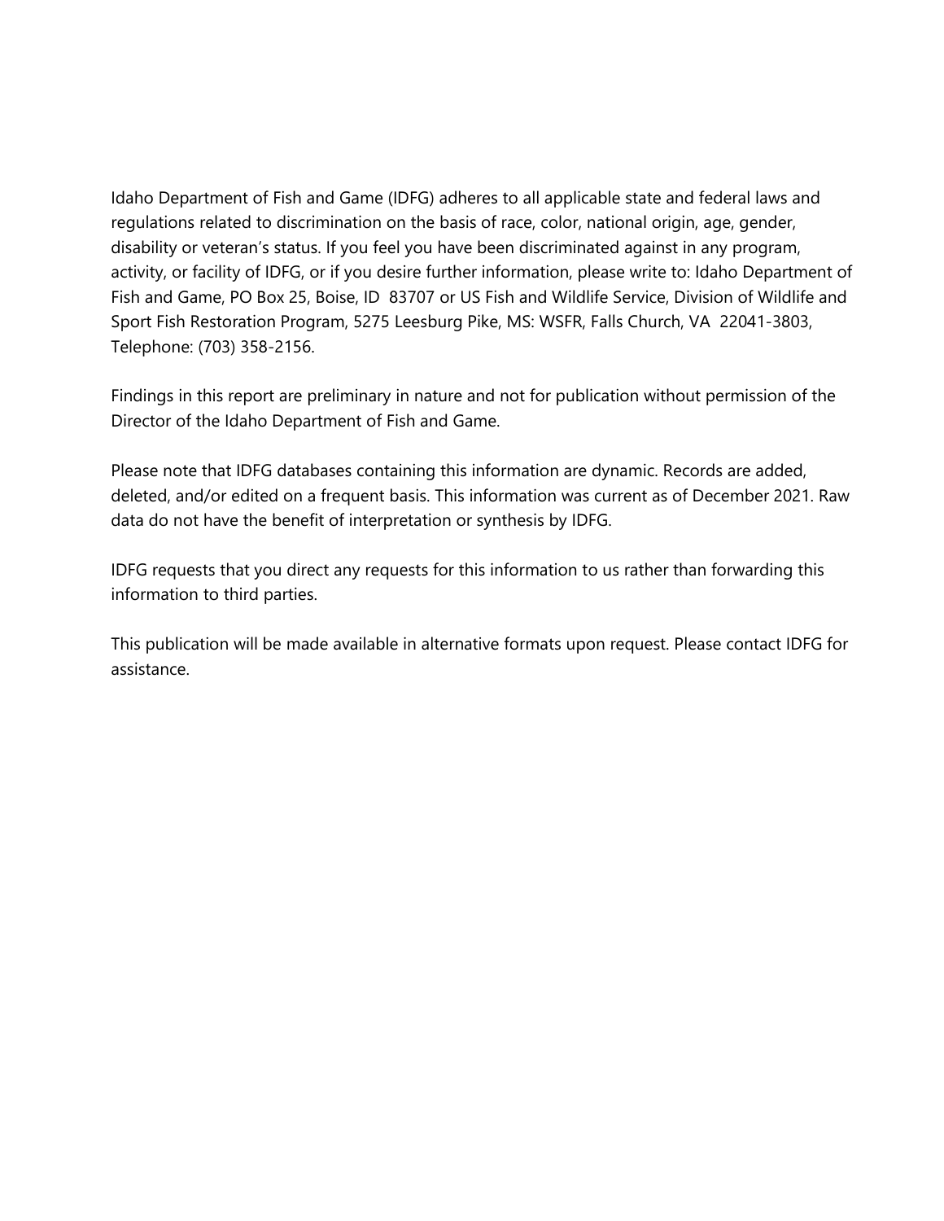Idaho Department of Fish and Game (IDFG) adheres to all applicable state and federal laws and regulations related to discrimination on the basis of race, color, national origin, age, gender, disability or veteran's status. If you feel you have been discriminated against in any program, activity, or facility of IDFG, or if you desire further information, please write to: Idaho Department of Fish and Game, PO Box 25, Boise, ID 83707 or US Fish and Wildlife Service, Division of Wildlife and Sport Fish Restoration Program, 5275 Leesburg Pike, MS: WSFR, Falls Church, VA 22041-3803, Telephone: (703) 358-2156.

Findings in this report are preliminary in nature and not for publication without permission of the Director of the Idaho Department of Fish and Game.

Please note that IDFG databases containing this information are dynamic. Records are added, deleted, and/or edited on a frequent basis. This information was current as of December 2021. Raw data do not have the benefit of interpretation or synthesis by IDFG.

IDFG requests that you direct any requests for this information to us rather than forwarding this information to third parties.

This publication will be made available in alternative formats upon request. Please contact IDFG for assistance.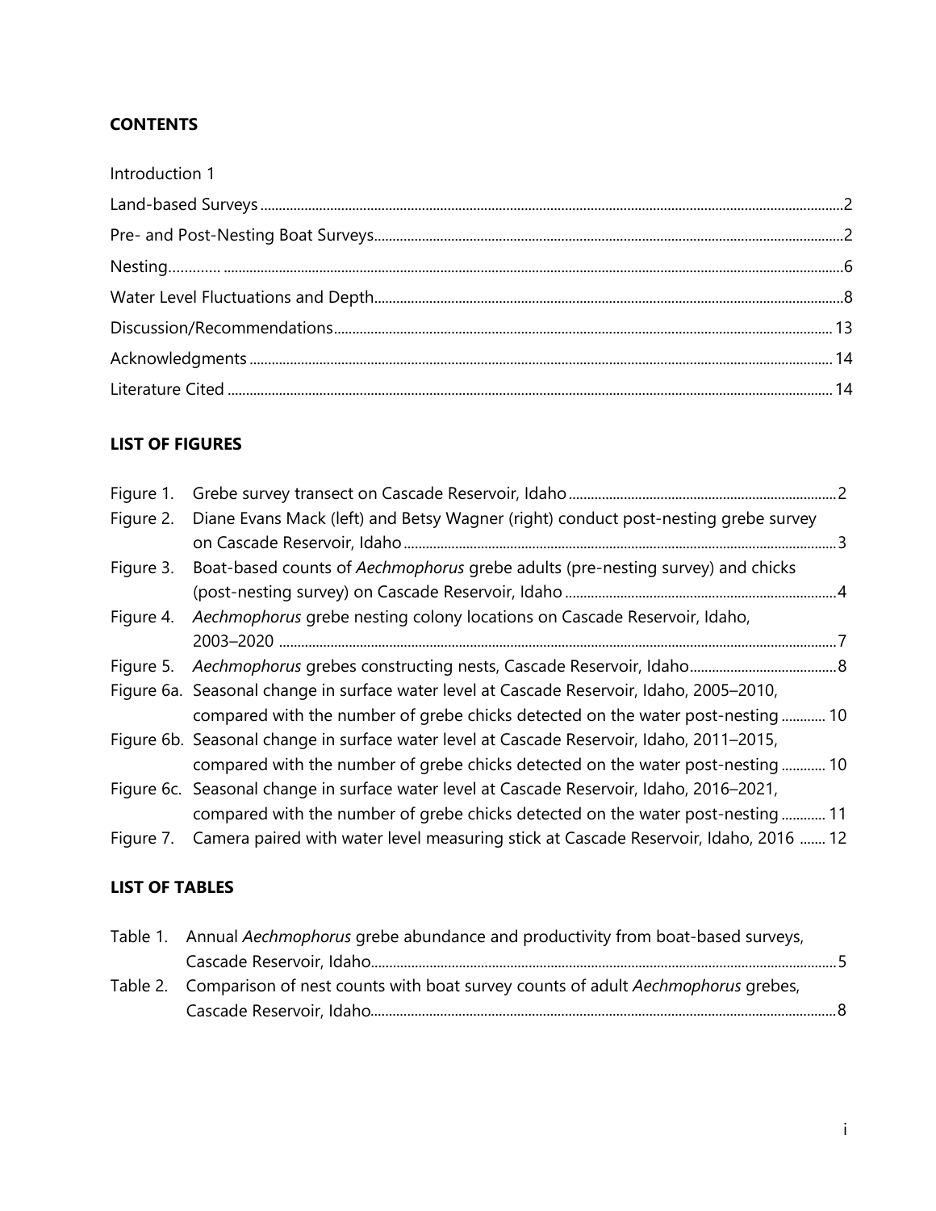## CONTENTS

Introduction 1

Land-based Surveys ............................................................ 2

Pre- and Post-Nesting Boat Surveys ............................................ 2

Nesting............ ............................................................ 6

Water Level Fluctuations and Depth ........................................... 8

Discussion/Recommendations .................................................. 13

Acknowledgments ............................................................. 14

Literature Cited ............................................................. 14

## LIST OF FIGURES

Figure 1. Grebe survey transect on Cascade Reservoir, Idaho ........................ 2

Figure 2. Diane Evans Mack (left) and Betsy Wagner (right) conduct post-nesting grebe survey on Cascade Reservoir, Idaho ........................ 3

Figure 3. Boat-based counts of *Aechmophorus* grebe adults (pre-nesting survey) and chicks (post-nesting survey) on Cascade Reservoir, Idaho ........................ 4

Figure 4. *Aechmophorus* grebe nesting colony locations on Cascade Reservoir, Idaho, 2003–2020 ........................ 7

Figure 5. *Aechmophorus* grebes constructing nests, Cascade Reservoir, Idaho ........................ 8

Figure 6a. Seasonal change in surface water level at Cascade Reservoir, Idaho, 2005–2010, compared with the number of grebe chicks detected on the water post-nesting ............ 10

Figure 6b. Seasonal change in surface water level at Cascade Reservoir, Idaho, 2011–2015, compared with the number of grebe chicks detected on the water post-nesting ............ 10

Figure 6c. Seasonal change in surface water level at Cascade Reservoir, Idaho, 2016–2021, compared with the number of grebe chicks detected on the water post-nesting ............ 11

Figure 7. Camera paired with water level measuring stick at Cascade Reservoir, Idaho, 2016 ....... 12

## LIST OF TABLES

Table 1. Annual *Aechmophorus* grebe abundance and productivity from boat-based surveys, Cascade Reservoir, Idaho ........................ 5

Table 2. Comparison of nest counts with boat survey counts of adult *Aechmophorus* grebes, Cascade Reservoir, Idaho ........................ 8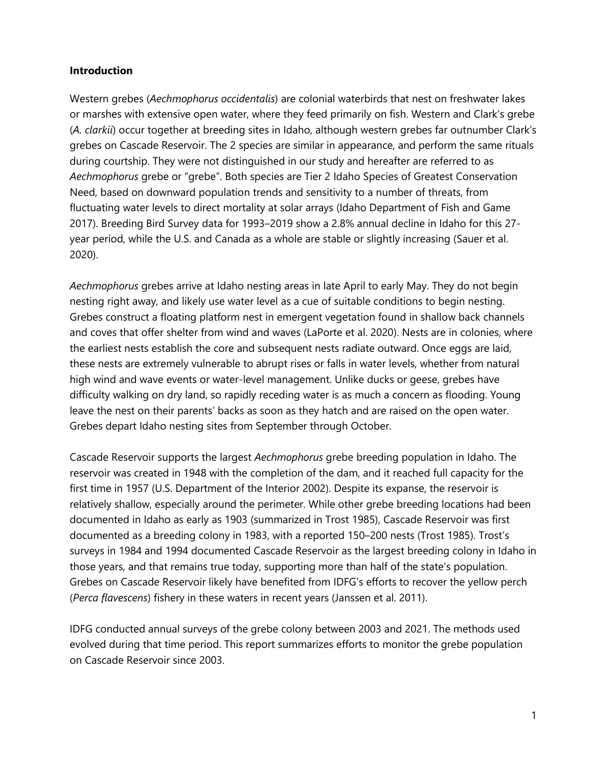### Introduction

Western grebes (*Aechmophorus occidentalis*) are colonial waterbirds that nest on freshwater lakes or marshes with extensive open water, where they feed primarily on fish. Western and Clark's grebe (*A. clarkii*) occur together at breeding sites in Idaho, although western grebes far outnumber Clark's grebes on Cascade Reservoir. The 2 species are similar in appearance, and perform the same rituals during courtship. They were not distinguished in our study and hereafter are referred to as *Aechmophorus* grebe or "grebe". Both species are Tier 2 Idaho Species of Greatest Conservation Need, based on downward population trends and sensitivity to a number of threats, from fluctuating water levels to direct mortality at solar arrays (Idaho Department of Fish and Game 2017). Breeding Bird Survey data for 1993–2019 show a 2.8% annual decline in Idaho for this 27-year period, while the U.S. and Canada as a whole are stable or slightly increasing (Sauer et al. 2020).

*Aechmophorus* grebes arrive at Idaho nesting areas in late April to early May. They do not begin nesting right away, and likely use water level as a cue of suitable conditions to begin nesting. Grebes construct a floating platform nest in emergent vegetation found in shallow back channels and coves that offer shelter from wind and waves (LaPorte et al. 2020). Nests are in colonies, where the earliest nests establish the core and subsequent nests radiate outward. Once eggs are laid, these nests are extremely vulnerable to abrupt rises or falls in water levels, whether from natural high wind and wave events or water-level management. Unlike ducks or geese, grebes have difficulty walking on dry land, so rapidly receding water is as much a concern as flooding. Young leave the nest on their parents' backs as soon as they hatch and are raised on the open water. Grebes depart Idaho nesting sites from September through October.

Cascade Reservoir supports the largest *Aechmophorus* grebe breeding population in Idaho. The reservoir was created in 1948 with the completion of the dam, and it reached full capacity for the first time in 1957 (U.S. Department of the Interior 2002). Despite its expanse, the reservoir is relatively shallow, especially around the perimeter. While other grebe breeding locations had been documented in Idaho as early as 1903 (summarized in Trost 1985), Cascade Reservoir was first documented as a breeding colony in 1983, with a reported 150–200 nests (Trost 1985). Trost's surveys in 1984 and 1994 documented Cascade Reservoir as the largest breeding colony in Idaho in those years, and that remains true today, supporting more than half of the state's population. Grebes on Cascade Reservoir likely have benefited from IDFG's efforts to recover the yellow perch (*Perca flavescens*) fishery in these waters in recent years (Janssen et al. 2011).

IDFG conducted annual surveys of the grebe colony between 2003 and 2021. The methods used evolved during that time period. This report summarizes efforts to monitor the grebe population on Cascade Reservoir since 2003.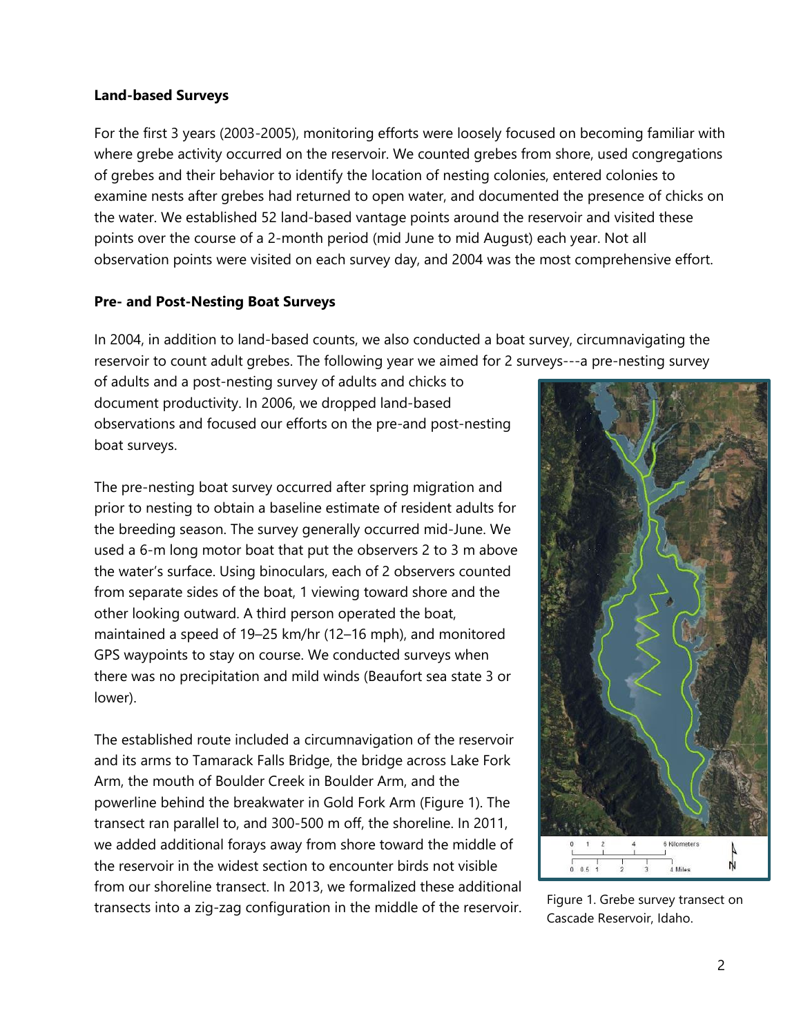**Land-based Surveys**

For the first 3 years (2003-2005), monitoring efforts were loosely focused on becoming familiar with where grebe activity occurred on the reservoir. We counted grebes from shore, used congregations of grebes and their behavior to identify the location of nesting colonies, entered colonies to examine nests after grebes had returned to open water, and documented the presence of chicks on the water. We established 52 land-based vantage points around the reservoir and visited these points over the course of a 2-month period (mid June to mid August) each year. Not all observation points were visited on each survey day, and 2004 was the most comprehensive effort.

**Pre- and Post-Nesting Boat Surveys**

In 2004, in addition to land-based counts, we also conducted a boat survey, circumnavigating the reservoir to count adult grebes. The following year we aimed for 2 surveys---a pre-nesting survey of adults and a post-nesting survey of adults and chicks to document productivity. In 2006, we dropped land-based observations and focused our efforts on the pre-and post-nesting boat surveys.

The pre-nesting boat survey occurred after spring migration and prior to nesting to obtain a baseline estimate of resident adults for the breeding season. The survey generally occurred mid-June. We used a 6-m long motor boat that put the observers 2 to 3 m above the water's surface. Using binoculars, each of 2 observers counted from separate sides of the boat, 1 viewing toward shore and the other looking outward. A third person operated the boat, maintained a speed of 19–25 km/hr (12–16 mph), and monitored GPS waypoints to stay on course. We conducted surveys when there was no precipitation and mild winds (Beaufort sea state 3 or lower).

The established route included a circumnavigation of the reservoir and its arms to Tamarack Falls Bridge, the bridge across Lake Fork Arm, the mouth of Boulder Creek in Boulder Arm, and the powerline behind the breakwater in Gold Fork Arm (Figure 1). The transect ran parallel to, and 300-500 m off, the shoreline. In 2011, we added additional forays away from shore toward the middle of the reservoir in the widest section to encounter birds not visible from our shoreline transect. In 2013, we formalized these additional transects into a zig-zag configuration in the middle of the reservoir.

Figure 1. Grebe survey transect on Cascade Reservoir, Idaho.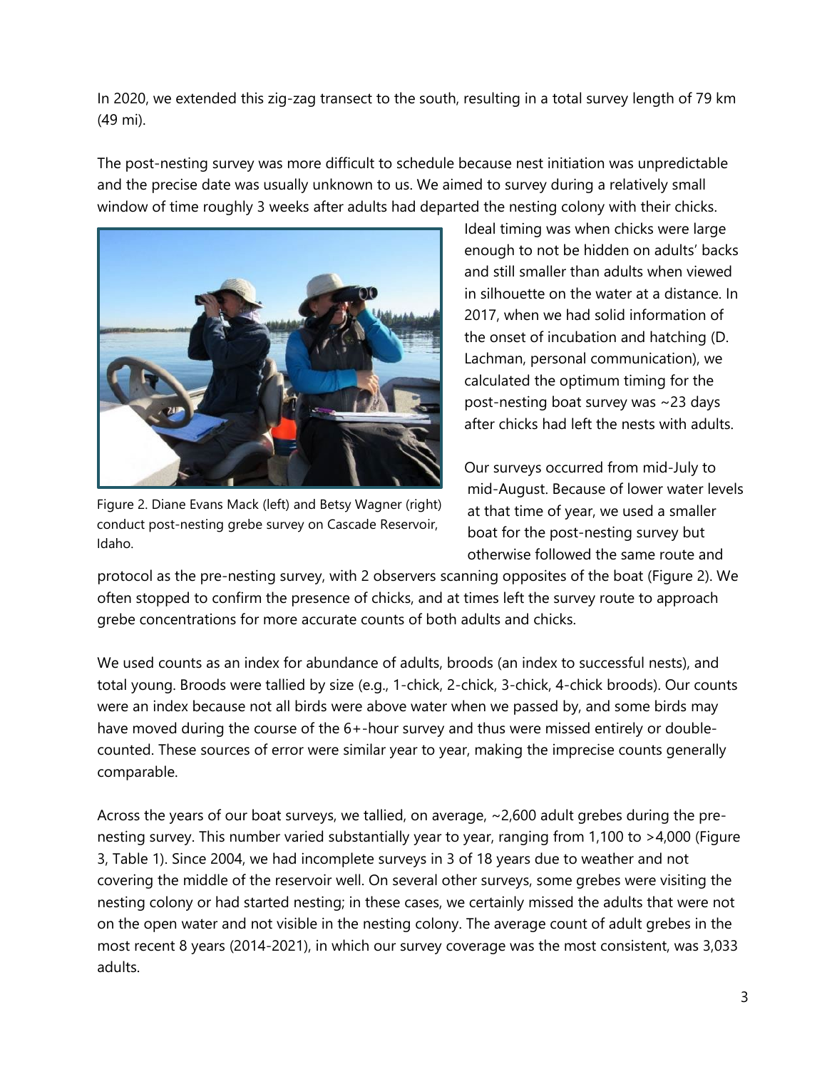In 2020, we extended this zig-zag transect to the south, resulting in a total survey length of 79 km (49 mi).

The post-nesting survey was more difficult to schedule because nest initiation was unpredictable and the precise date was usually unknown to us. We aimed to survey during a relatively small window of time roughly 3 weeks after adults had departed the nesting colony with their chicks. Ideal timing was when chicks were large enough to not be hidden on adults' backs and still smaller than adults when viewed in silhouette on the water at a distance. In 2017, when we had solid information of the onset of incubation and hatching (D. Lachman, personal communication), we calculated the optimum timing for the post-nesting boat survey was ~23 days after chicks had left the nests with adults.

Figure 2. Diane Evans Mack (left) and Betsy Wagner (right) conduct post-nesting grebe survey on Cascade Reservoir, Idaho.

Our surveys occurred from mid-July to mid-August. Because of lower water levels at that time of year, we used a smaller boat for the post-nesting survey but otherwise followed the same route and protocol as the pre-nesting survey, with 2 observers scanning opposites of the boat (Figure 2). We often stopped to confirm the presence of chicks, and at times left the survey route to approach grebe concentrations for more accurate counts of both adults and chicks.

We used counts as an index for abundance of adults, broods (an index to successful nests), and total young. Broods were tallied by size (e.g., 1-chick, 2-chick, 3-chick, 4-chick broods). Our counts were an index because not all birds were above water when we passed by, and some birds may have moved during the course of the 6+-hour survey and thus were missed entirely or double-counted. These sources of error were similar year to year, making the imprecise counts generally comparable.

Across the years of our boat surveys, we tallied, on average, ~2,600 adult grebes during the pre-nesting survey. This number varied substantially year to year, ranging from 1,100 to >4,000 (Figure 3, Table 1). Since 2004, we had incomplete surveys in 3 of 18 years due to weather and not covering the middle of the reservoir well. On several other surveys, some grebes were visiting the nesting colony or had started nesting; in these cases, we certainly missed the adults that were not on the open water and not visible in the nesting colony. The average count of adult grebes in the most recent 8 years (2014-2021), in which our survey coverage was the most consistent, was 3,033 adults.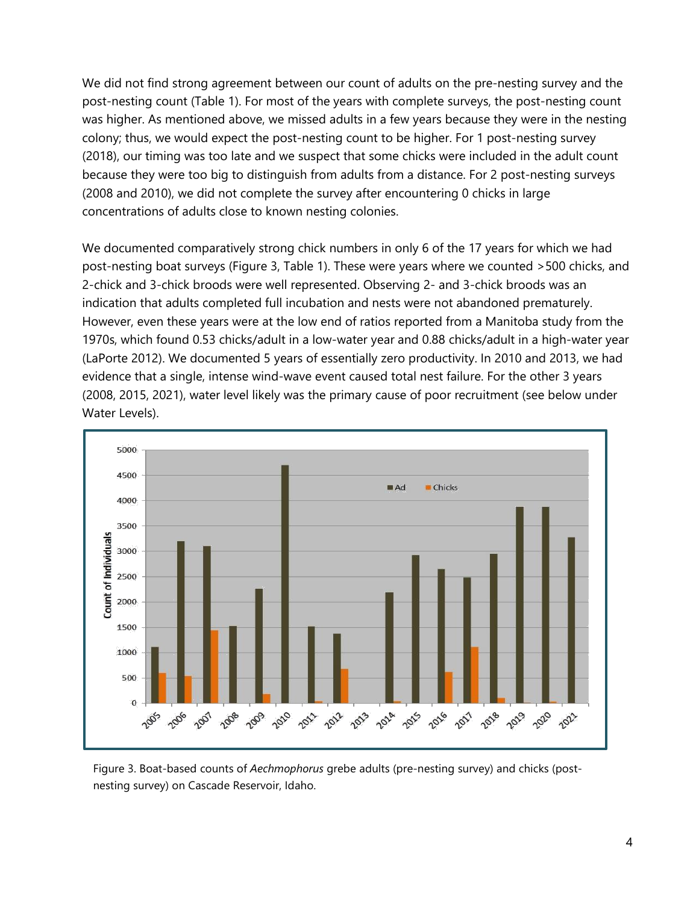We did not find strong agreement between our count of adults on the pre-nesting survey and the post-nesting count (Table 1). For most of the years with complete surveys, the post-nesting count was higher. As mentioned above, we missed adults in a few years because they were in the nesting colony; thus, we would expect the post-nesting count to be higher. For 1 post-nesting survey (2018), our timing was too late and we suspect that some chicks were included in the adult count because they were too big to distinguish from adults from a distance. For 2 post-nesting surveys (2008 and 2010), we did not complete the survey after encountering 0 chicks in large concentrations of adults close to known nesting colonies.

We documented comparatively strong chick numbers in only 6 of the 17 years for which we had post-nesting boat surveys (Figure 3, Table 1). These were years where we counted >500 chicks, and 2-chick and 3-chick broods were well represented. Observing 2- and 3-chick broods was an indication that adults completed full incubation and nests were not abandoned prematurely. However, even these years were at the low end of ratios reported from a Manitoba study from the 1970s, which found 0.53 chicks/adult in a low-water year and 0.88 chicks/adult in a high-water year (LaPorte 2012). We documented 5 years of essentially zero productivity. In 2010 and 2013, we had evidence that a single, intense wind-wave event caused total nest failure. For the other 3 years (2008, 2015, 2021), water level likely was the primary cause of poor recruitment (see below under Water Levels).

Figure 3. Boat-based counts of *Aechmophorus* grebe adults (pre-nesting survey) and chicks (post-nesting survey) on Cascade Reservoir, Idaho.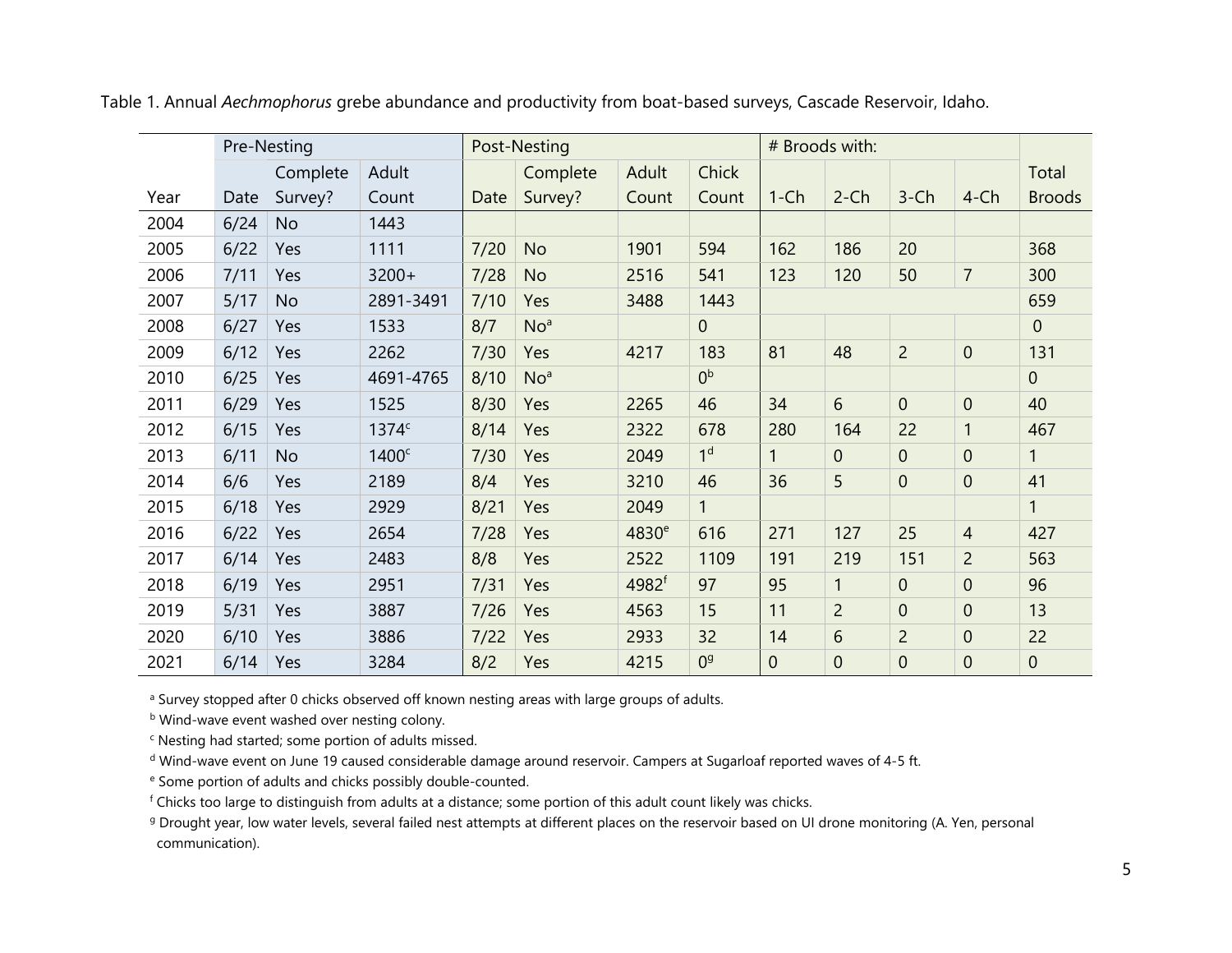Table 1. Annual *Aechmophorus* grebe abundance and productivity from boat-based surveys, Cascade Reservoir, Idaho.

| | Pre-Nesting | | | Post-Nesting | | | | # Broods with: | | | | |
|---|---|---|---|---|---|---|---|---|---|---|---|---|
| Year | Date | Complete Survey? | Adult Count | Date | Complete Survey? | Adult Count | Chick Count | 1-Ch | 2-Ch | 3-Ch | 4-Ch | Total Broods |
| 2004 | 6/24 | No | 1443 | | | | | | | | | |
| 2005 | 6/22 | Yes | 1111 | 7/20 | No | 1901 | 594 | 162 | 186 | 20 | | 368 |
| 2006 | 7/11 | Yes | 3200+ | 7/28 | No | 2516 | 541 | 123 | 120 | 50 | 7 | 300 |
| 2007 | 5/17 | No | 2891-3491 | 7/10 | Yes | 3488 | 1443 | | | | | 659 |
| 2008 | 6/27 | Yes | 1533 | 8/7 | No[a] | | 0 | | | | | 0 |
| 2009 | 6/12 | Yes | 2262 | 7/30 | Yes | 4217 | 183 | 81 | 48 | 2 | 0 | 131 |
| 2010 | 6/25 | Yes | 4691-4765 | 8/10 | No[a] | | 0[b] | | | | | 0 |
| 2011 | 6/29 | Yes | 1525 | 8/30 | Yes | 2265 | 46 | 34 | 6 | 0 | 0 | 40 |
| 2012 | 6/15 | Yes | 1374[c] | 8/14 | Yes | 2322 | 678 | 280 | 164 | 22 | 1 | 467 |
| 2013 | 6/11 | No | 1400[c] | 7/30 | Yes | 2049 | 1[d] | 1 | 0 | 0 | 0 | 1 |
| 2014 | 6/6 | Yes | 2189 | 8/4 | Yes | 3210 | 46 | 36 | 5 | 0 | 0 | 41 |
| 2015 | 6/18 | Yes | 2929 | 8/21 | Yes | 2049 | 1 | | | | | 1 |
| 2016 | 6/22 | Yes | 2654 | 7/28 | Yes | 4830[e] | 616 | 271 | 127 | 25 | 4 | 427 |
| 2017 | 6/14 | Yes | 2483 | 8/8 | Yes | 2522 | 1109 | 191 | 219 | 151 | 2 | 563 |
| 2018 | 6/19 | Yes | 2951 | 7/31 | Yes | 4982[f] | 97 | 95 | 1 | 0 | 0 | 96 |
| 2019 | 5/31 | Yes | 3887 | 7/26 | Yes | 4563 | 15 | 11 | 2 | 0 | 0 | 13 |
| 2020 | 6/10 | Yes | 3886 | 7/22 | Yes | 2933 | 32 | 14 | 6 | 2 | 0 | 22 |
| 2021 | 6/14 | Yes | 3284 | 8/2 | Yes | 4215 | 0[g] | 0 | 0 | 0 | 0 | 0 |

[a] Survey stopped after 0 chicks observed off known nesting areas with large groups of adults.

[b] Wind-wave event washed over nesting colony.

[c] Nesting had started; some portion of adults missed.

[d] Wind-wave event on June 19 caused considerable damage around reservoir. Campers at Sugarloaf reported waves of 4-5 ft.

[e] Some portion of adults and chicks possibly double-counted.

[f] Chicks too large to distinguish from adults at a distance; some portion of this adult count likely was chicks.

[g] Drought year, low water levels, several failed nest attempts at different places on the reservoir based on UI drone monitoring (A. Yen, personal communication).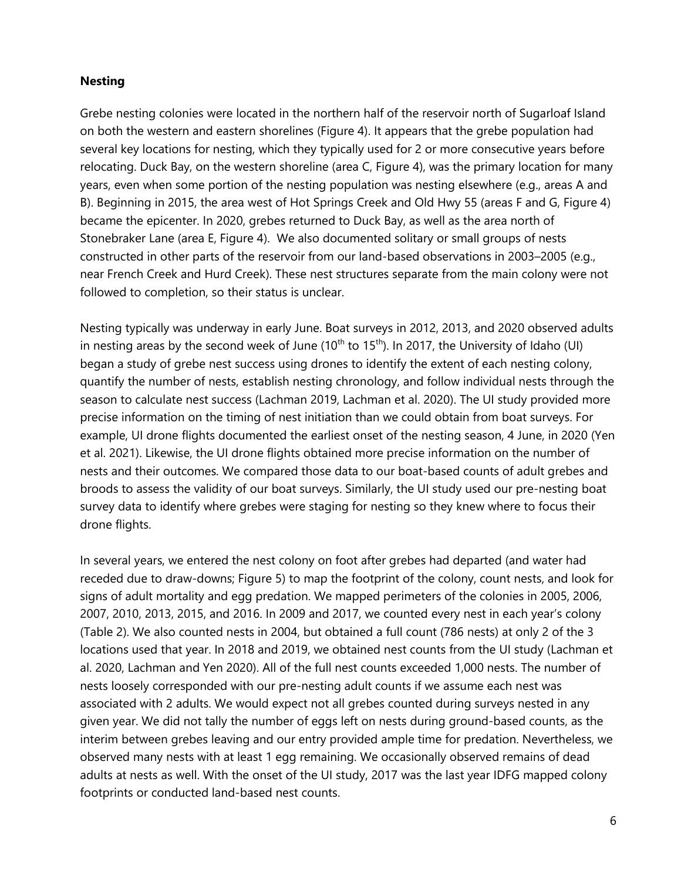### Nesting

Grebe nesting colonies were located in the northern half of the reservoir north of Sugarloaf Island on both the western and eastern shorelines (Figure 4). It appears that the grebe population had several key locations for nesting, which they typically used for 2 or more consecutive years before relocating. Duck Bay, on the western shoreline (area C, Figure 4), was the primary location for many years, even when some portion of the nesting population was nesting elsewhere (e.g., areas A and B). Beginning in 2015, the area west of Hot Springs Creek and Old Hwy 55 (areas F and G, Figure 4) became the epicenter. In 2020, grebes returned to Duck Bay, as well as the area north of Stonebraker Lane (area E, Figure 4). We also documented solitary or small groups of nests constructed in other parts of the reservoir from our land-based observations in 2003–2005 (e.g., near French Creek and Hurd Creek). These nest structures separate from the main colony were not followed to completion, so their status is unclear.

Nesting typically was underway in early June. Boat surveys in 2012, 2013, and 2020 observed adults in nesting areas by the second week of June (10th to 15th). In 2017, the University of Idaho (UI) began a study of grebe nest success using drones to identify the extent of each nesting colony, quantify the number of nests, establish nesting chronology, and follow individual nests through the season to calculate nest success (Lachman 2019, Lachman et al. 2020). The UI study provided more precise information on the timing of nest initiation than we could obtain from boat surveys. For example, UI drone flights documented the earliest onset of the nesting season, 4 June, in 2020 (Yen et al. 2021). Likewise, the UI drone flights obtained more precise information on the number of nests and their outcomes. We compared those data to our boat-based counts of adult grebes and broods to assess the validity of our boat surveys. Similarly, the UI study used our pre-nesting boat survey data to identify where grebes were staging for nesting so they knew where to focus their drone flights.

In several years, we entered the nest colony on foot after grebes had departed (and water had receded due to draw-downs; Figure 5) to map the footprint of the colony, count nests, and look for signs of adult mortality and egg predation. We mapped perimeters of the colonies in 2005, 2006, 2007, 2010, 2013, 2015, and 2016. In 2009 and 2017, we counted every nest in each year's colony (Table 2). We also counted nests in 2004, but obtained a full count (786 nests) at only 2 of the 3 locations used that year. In 2018 and 2019, we obtained nest counts from the UI study (Lachman et al. 2020, Lachman and Yen 2020). All of the full nest counts exceeded 1,000 nests. The number of nests loosely corresponded with our pre-nesting adult counts if we assume each nest was associated with 2 adults. We would expect not all grebes counted during surveys nested in any given year. We did not tally the number of eggs left on nests during ground-based counts, as the interim between grebes leaving and our entry provided ample time for predation. Nevertheless, we observed many nests with at least 1 egg remaining. We occasionally observed remains of dead adults at nests as well. With the onset of the UI study, 2017 was the last year IDFG mapped colony footprints or conducted land-based nest counts.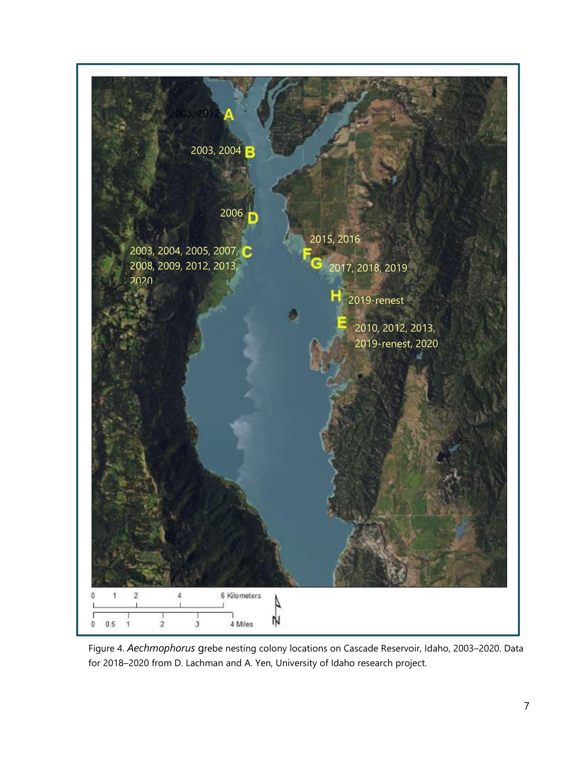Figure 4. *Aechmophorus* grebe nesting colony locations on Cascade Reservoir, Idaho, 2003–2020. Data for 2018–2020 from D. Lachman and A. Yen, University of Idaho research project.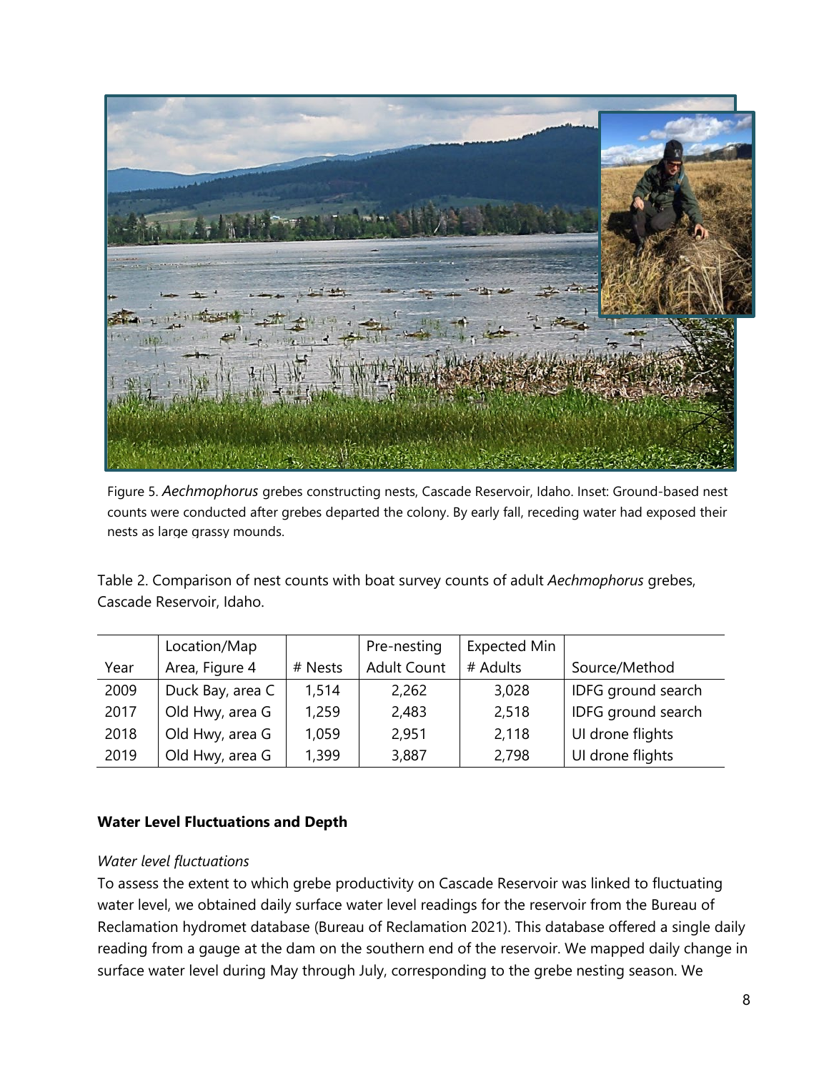Figure 5. *Aechmophorus* grebes constructing nests, Cascade Reservoir, Idaho. Inset: Ground-based nest counts were conducted after grebes departed the colony. By early fall, receding water had exposed their nests as large grassy mounds.

Table 2. Comparison of nest counts with boat survey counts of adult *Aechmophorus* grebes, Cascade Reservoir, Idaho.

| Year | Location/Map Area, Figure 4 | # Nests | Pre-nesting Adult Count | Expected Min # Adults | Source/Method |
|---|---|---|---|---|---|
| 2009 | Duck Bay, area C | 1,514 | 2,262 | 3,028 | IDFG ground search |
| 2017 | Old Hwy, area G | 1,259 | 2,483 | 2,518 | IDFG ground search |
| 2018 | Old Hwy, area G | 1,059 | 2,951 | 2,118 | UI drone flights |
| 2019 | Old Hwy, area G | 1,399 | 3,887 | 2,798 | UI drone flights |

**Water Level Fluctuations and Depth**

*Water level fluctuations*

To assess the extent to which grebe productivity on Cascade Reservoir was linked to fluctuating water level, we obtained daily surface water level readings for the reservoir from the Bureau of Reclamation hydromet database (Bureau of Reclamation 2021). This database offered a single daily reading from a gauge at the dam on the southern end of the reservoir. We mapped daily change in surface water level during May through July, corresponding to the grebe nesting season. We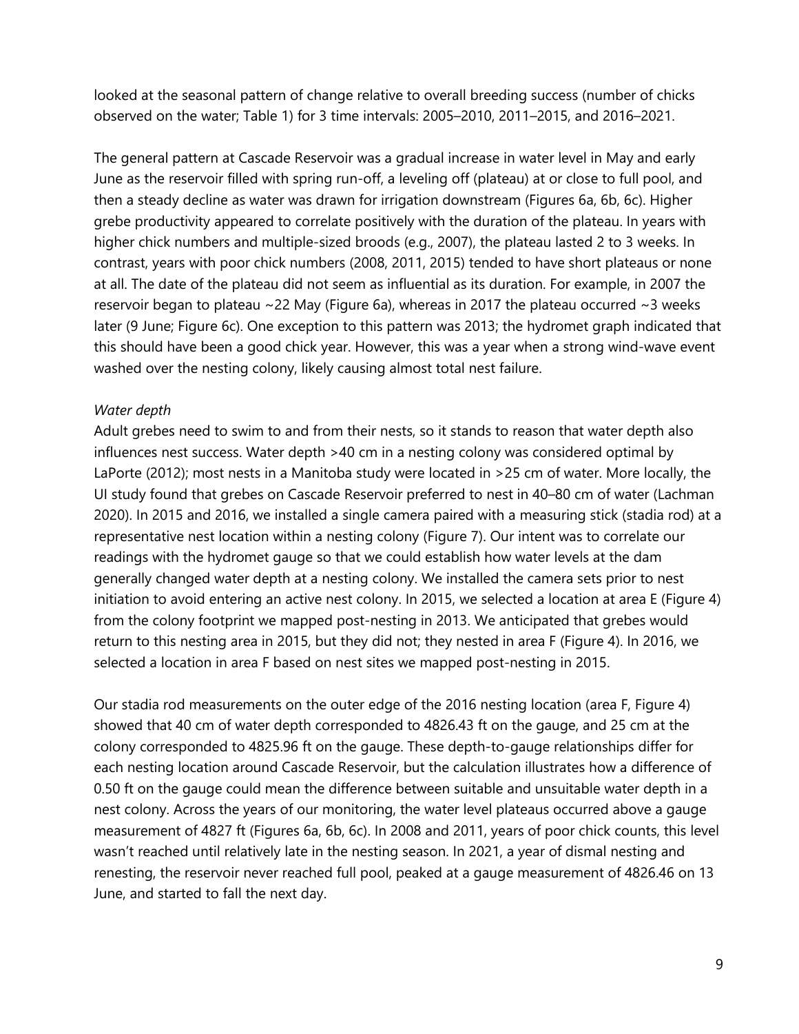looked at the seasonal pattern of change relative to overall breeding success (number of chicks observed on the water; Table 1) for 3 time intervals: 2005–2010, 2011–2015, and 2016–2021.

The general pattern at Cascade Reservoir was a gradual increase in water level in May and early June as the reservoir filled with spring run-off, a leveling off (plateau) at or close to full pool, and then a steady decline as water was drawn for irrigation downstream (Figures 6a, 6b, 6c). Higher grebe productivity appeared to correlate positively with the duration of the plateau. In years with higher chick numbers and multiple-sized broods (e.g., 2007), the plateau lasted 2 to 3 weeks. In contrast, years with poor chick numbers (2008, 2011, 2015) tended to have short plateaus or none at all. The date of the plateau did not seem as influential as its duration. For example, in 2007 the reservoir began to plateau ~22 May (Figure 6a), whereas in 2017 the plateau occurred ~3 weeks later (9 June; Figure 6c). One exception to this pattern was 2013; the hydromet graph indicated that this should have been a good chick year. However, this was a year when a strong wind-wave event washed over the nesting colony, likely causing almost total nest failure.

*Water depth*

Adult grebes need to swim to and from their nests, so it stands to reason that water depth also influences nest success. Water depth >40 cm in a nesting colony was considered optimal by LaPorte (2012); most nests in a Manitoba study were located in >25 cm of water. More locally, the UI study found that grebes on Cascade Reservoir preferred to nest in 40–80 cm of water (Lachman 2020). In 2015 and 2016, we installed a single camera paired with a measuring stick (stadia rod) at a representative nest location within a nesting colony (Figure 7). Our intent was to correlate our readings with the hydromet gauge so that we could establish how water levels at the dam generally changed water depth at a nesting colony. We installed the camera sets prior to nest initiation to avoid entering an active nest colony. In 2015, we selected a location at area E (Figure 4) from the colony footprint we mapped post-nesting in 2013. We anticipated that grebes would return to this nesting area in 2015, but they did not; they nested in area F (Figure 4). In 2016, we selected a location in area F based on nest sites we mapped post-nesting in 2015.

Our stadia rod measurements on the outer edge of the 2016 nesting location (area F, Figure 4) showed that 40 cm of water depth corresponded to 4826.43 ft on the gauge, and 25 cm at the colony corresponded to 4825.96 ft on the gauge. These depth-to-gauge relationships differ for each nesting location around Cascade Reservoir, but the calculation illustrates how a difference of 0.50 ft on the gauge could mean the difference between suitable and unsuitable water depth in a nest colony. Across the years of our monitoring, the water level plateaus occurred above a gauge measurement of 4827 ft (Figures 6a, 6b, 6c). In 2008 and 2011, years of poor chick counts, this level wasn't reached until relatively late in the nesting season. In 2021, a year of dismal nesting and renesting, the reservoir never reached full pool, peaked at a gauge measurement of 4826.46 on 13 June, and started to fall the next day.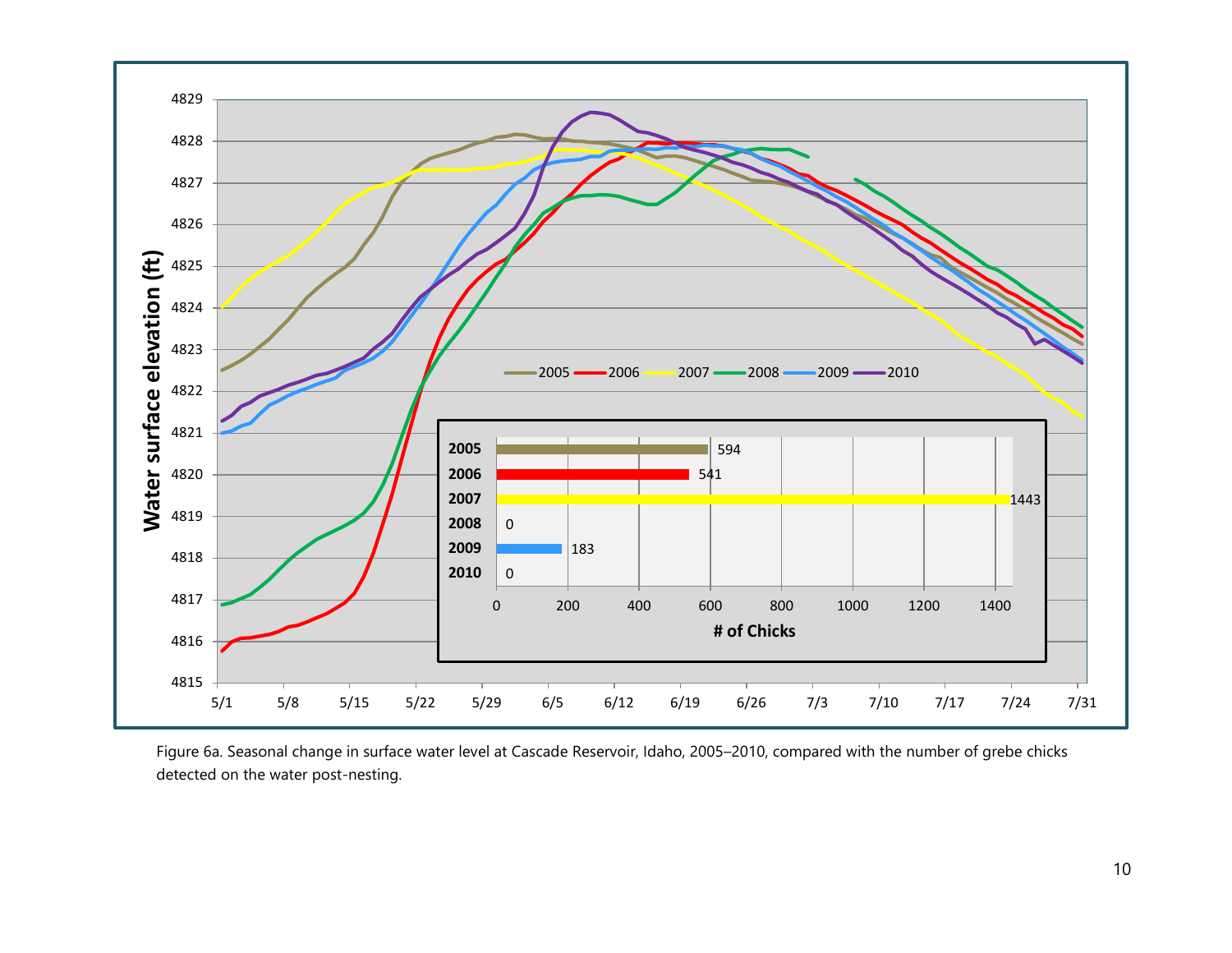Figure 6a. Seasonal change in surface water level at Cascade Reservoir, Idaho, 2005–2010, compared with the number of grebe chicks detected on the water post-nesting.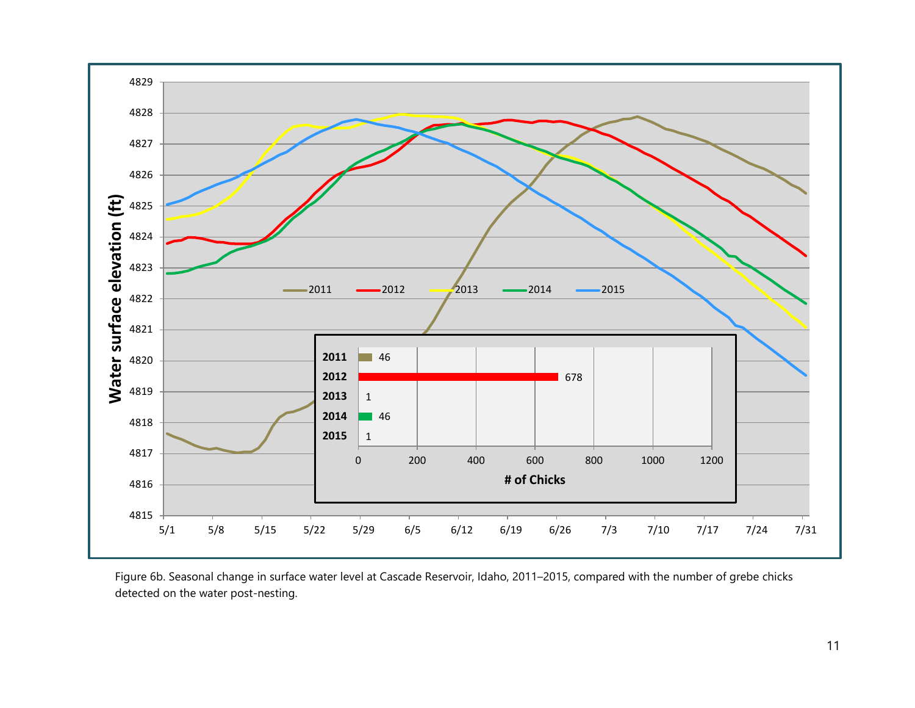Figure 6b. Seasonal change in surface water level at Cascade Reservoir, Idaho, 2011–2015, compared with the number of grebe chicks detected on the water post-nesting.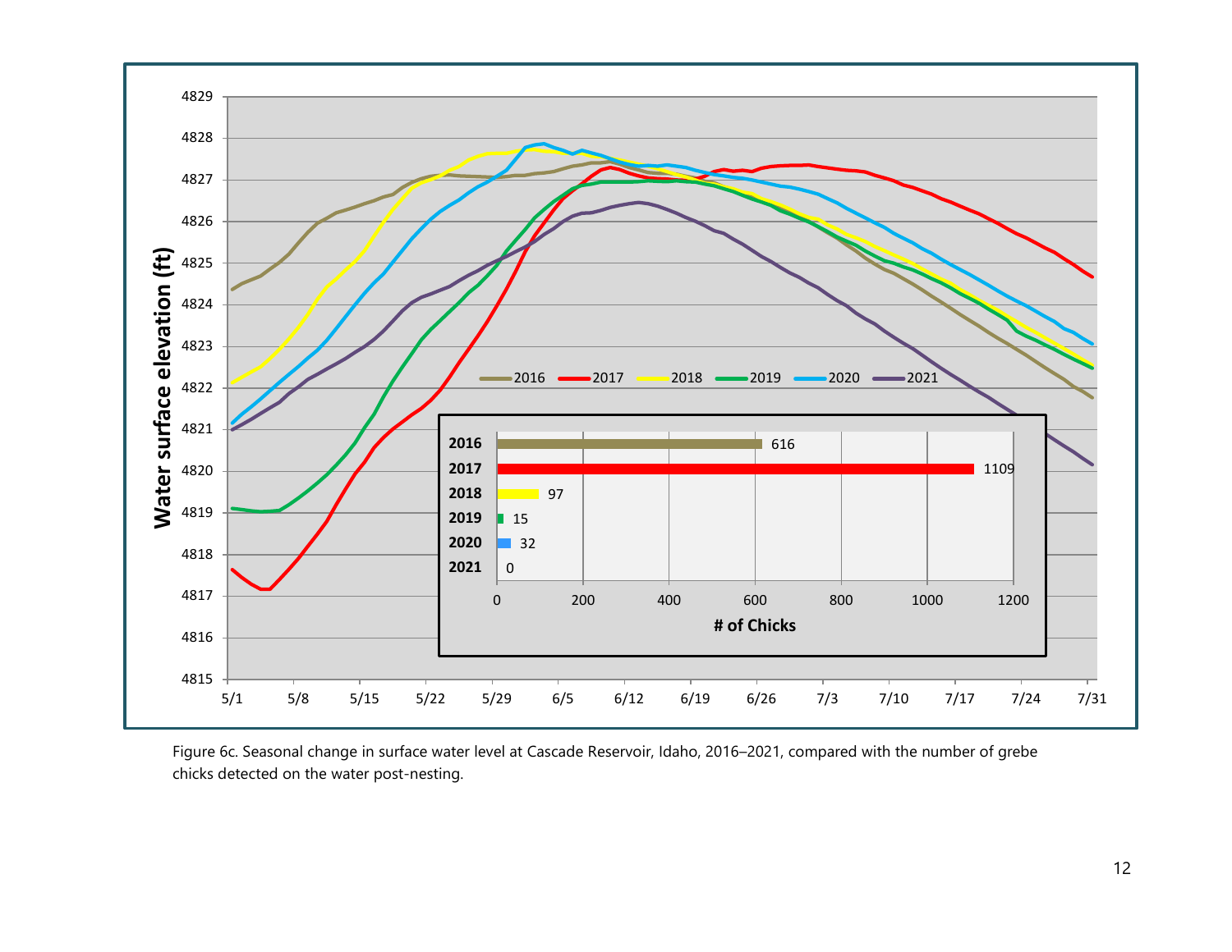Figure 6c. Seasonal change in surface water level at Cascade Reservoir, Idaho, 2016–2021, compared with the number of grebe chicks detected on the water post-nesting.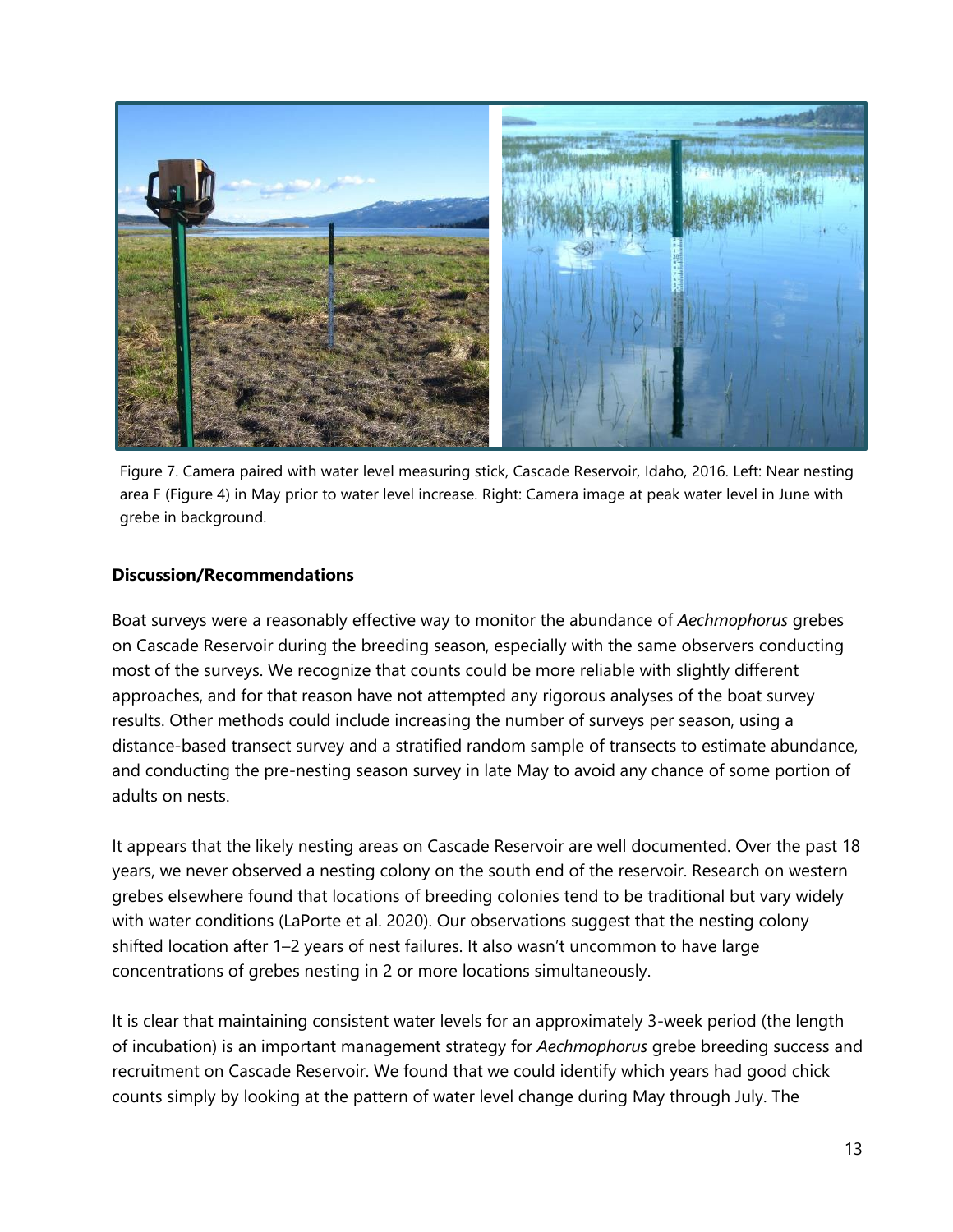Figure 7. Camera paired with water level measuring stick, Cascade Reservoir, Idaho, 2016. Left: Near nesting area F (Figure 4) in May prior to water level increase. Right: Camera image at peak water level in June with grebe in background.

**Discussion/Recommendations**

Boat surveys were a reasonably effective way to monitor the abundance of *Aechmophorus* grebes on Cascade Reservoir during the breeding season, especially with the same observers conducting most of the surveys. We recognize that counts could be more reliable with slightly different approaches, and for that reason have not attempted any rigorous analyses of the boat survey results. Other methods could include increasing the number of surveys per season, using a distance-based transect survey and a stratified random sample of transects to estimate abundance, and conducting the pre-nesting season survey in late May to avoid any chance of some portion of adults on nests.

It appears that the likely nesting areas on Cascade Reservoir are well documented. Over the past 18 years, we never observed a nesting colony on the south end of the reservoir. Research on western grebes elsewhere found that locations of breeding colonies tend to be traditional but vary widely with water conditions (LaPorte et al. 2020). Our observations suggest that the nesting colony shifted location after 1–2 years of nest failures. It also wasn't uncommon to have large concentrations of grebes nesting in 2 or more locations simultaneously.

It is clear that maintaining consistent water levels for an approximately 3-week period (the length of incubation) is an important management strategy for *Aechmophorus* grebe breeding success and recruitment on Cascade Reservoir. We found that we could identify which years had good chick counts simply by looking at the pattern of water level change during May through July. The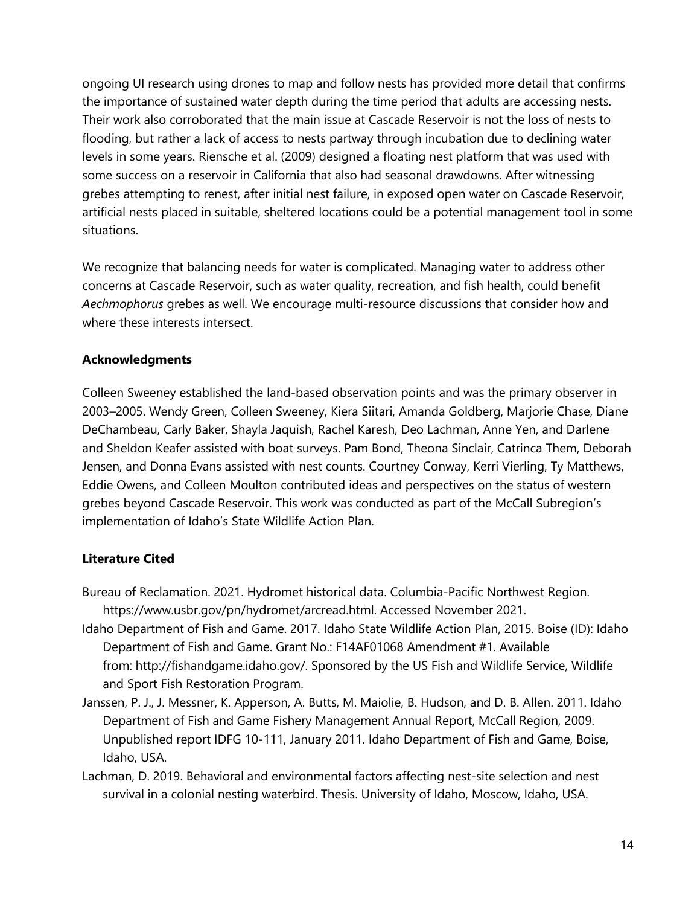ongoing UI research using drones to map and follow nests has provided more detail that confirms the importance of sustained water depth during the time period that adults are accessing nests. Their work also corroborated that the main issue at Cascade Reservoir is not the loss of nests to flooding, but rather a lack of access to nests partway through incubation due to declining water levels in some years. Riensche et al. (2009) designed a floating nest platform that was used with some success on a reservoir in California that also had seasonal drawdowns. After witnessing grebes attempting to renest, after initial nest failure, in exposed open water on Cascade Reservoir, artificial nests placed in suitable, sheltered locations could be a potential management tool in some situations.

We recognize that balancing needs for water is complicated. Managing water to address other concerns at Cascade Reservoir, such as water quality, recreation, and fish health, could benefit *Aechmophorus* grebes as well. We encourage multi-resource discussions that consider how and where these interests intersect.

**Acknowledgments**

Colleen Sweeney established the land-based observation points and was the primary observer in 2003–2005. Wendy Green, Colleen Sweeney, Kiera Siitari, Amanda Goldberg, Marjorie Chase, Diane DeChambeau, Carly Baker, Shayla Jaquish, Rachel Karesh, Deo Lachman, Anne Yen, and Darlene and Sheldon Keafer assisted with boat surveys. Pam Bond, Theona Sinclair, Catrinca Them, Deborah Jensen, and Donna Evans assisted with nest counts. Courtney Conway, Kerri Vierling, Ty Matthews, Eddie Owens, and Colleen Moulton contributed ideas and perspectives on the status of western grebes beyond Cascade Reservoir. This work was conducted as part of the McCall Subregion's implementation of Idaho's State Wildlife Action Plan.

**Literature Cited**

Bureau of Reclamation. 2021. Hydromet historical data. Columbia-Pacific Northwest Region. https://www.usbr.gov/pn/hydromet/arcread.html. Accessed November 2021.

Idaho Department of Fish and Game. 2017. Idaho State Wildlife Action Plan, 2015. Boise (ID): Idaho Department of Fish and Game. Grant No.: F14AF01068 Amendment #1. Available from: http://fishandgame.idaho.gov/. Sponsored by the US Fish and Wildlife Service, Wildlife and Sport Fish Restoration Program.

Janssen, P. J., J. Messner, K. Apperson, A. Butts, M. Maiolie, B. Hudson, and D. B. Allen. 2011. Idaho Department of Fish and Game Fishery Management Annual Report, McCall Region, 2009. Unpublished report IDFG 10-111, January 2011. Idaho Department of Fish and Game, Boise, Idaho, USA.

Lachman, D. 2019. Behavioral and environmental factors affecting nest-site selection and nest survival in a colonial nesting waterbird. Thesis. University of Idaho, Moscow, Idaho, USA.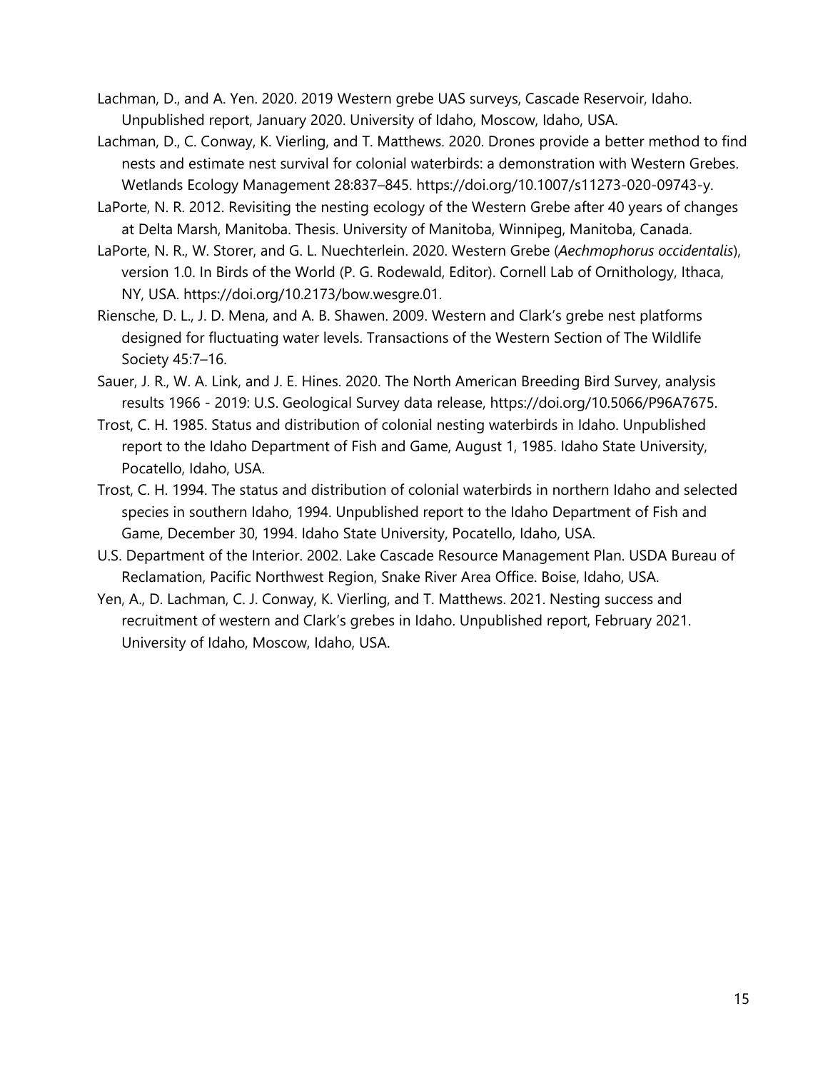Lachman, D., and A. Yen. 2020. 2019 Western grebe UAS surveys, Cascade Reservoir, Idaho. Unpublished report, January 2020. University of Idaho, Moscow, Idaho, USA.

Lachman, D., C. Conway, K. Vierling, and T. Matthews. 2020. Drones provide a better method to find nests and estimate nest survival for colonial waterbirds: a demonstration with Western Grebes. Wetlands Ecology Management 28:837–845. https://doi.org/10.1007/s11273-020-09743-y.

LaPorte, N. R. 2012. Revisiting the nesting ecology of the Western Grebe after 40 years of changes at Delta Marsh, Manitoba. Thesis. University of Manitoba, Winnipeg, Manitoba, Canada.

LaPorte, N. R., W. Storer, and G. L. Nuechterlein. 2020. Western Grebe (*Aechmophorus occidentalis*), version 1.0. In Birds of the World (P. G. Rodewald, Editor). Cornell Lab of Ornithology, Ithaca, NY, USA. https://doi.org/10.2173/bow.wesgre.01.

Riensche, D. L., J. D. Mena, and A. B. Shawen. 2009. Western and Clark's grebe nest platforms designed for fluctuating water levels. Transactions of the Western Section of The Wildlife Society 45:7–16.

Sauer, J. R., W. A. Link, and J. E. Hines. 2020. The North American Breeding Bird Survey, analysis results 1966 - 2019: U.S. Geological Survey data release, https://doi.org/10.5066/P96A7675.

Trost, C. H. 1985. Status and distribution of colonial nesting waterbirds in Idaho. Unpublished report to the Idaho Department of Fish and Game, August 1, 1985. Idaho State University, Pocatello, Idaho, USA.

Trost, C. H. 1994. The status and distribution of colonial waterbirds in northern Idaho and selected species in southern Idaho, 1994. Unpublished report to the Idaho Department of Fish and Game, December 30, 1994. Idaho State University, Pocatello, Idaho, USA.

U.S. Department of the Interior. 2002. Lake Cascade Resource Management Plan. USDA Bureau of Reclamation, Pacific Northwest Region, Snake River Area Office. Boise, Idaho, USA.

Yen, A., D. Lachman, C. J. Conway, K. Vierling, and T. Matthews. 2021. Nesting success and recruitment of western and Clark's grebes in Idaho. Unpublished report, February 2021. University of Idaho, Moscow, Idaho, USA.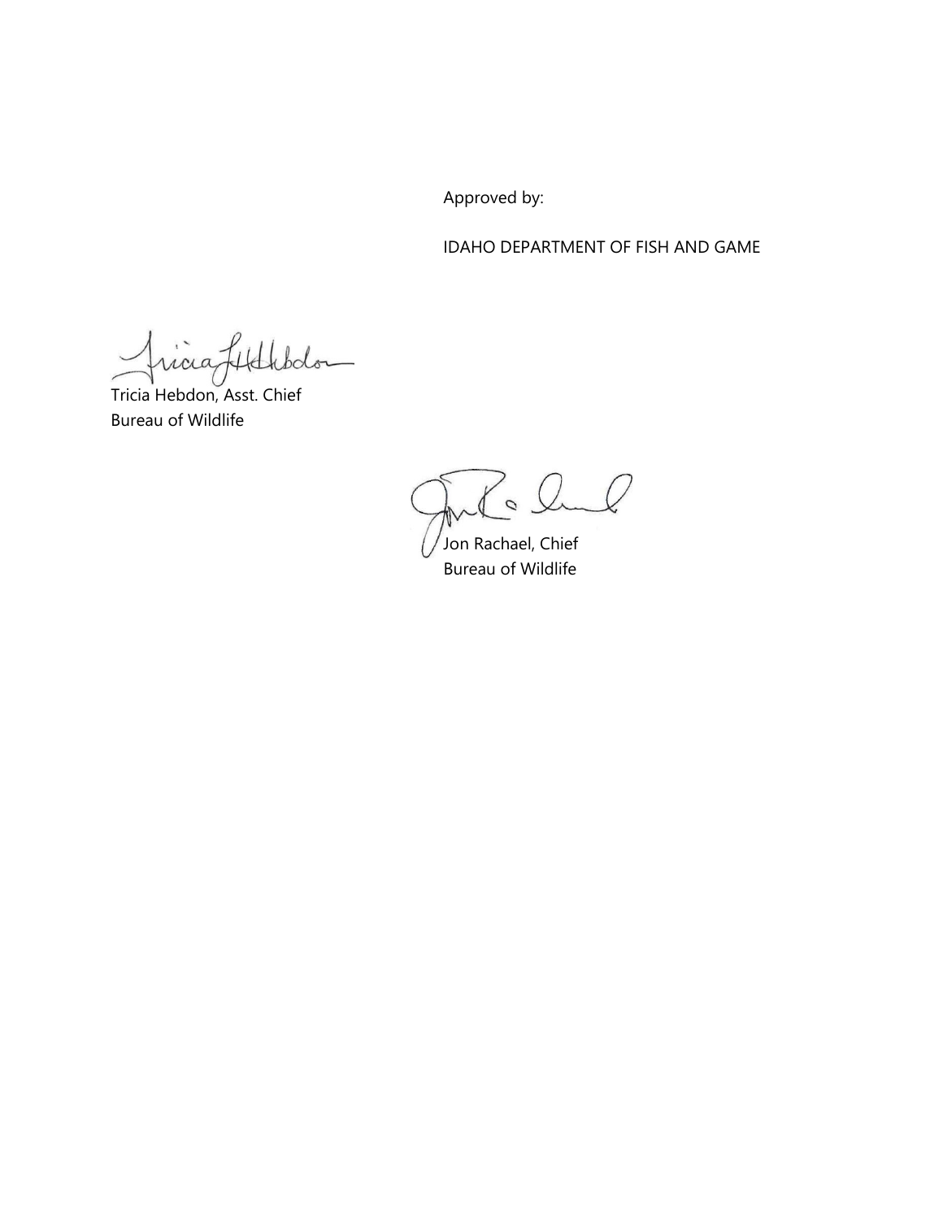Approved by:

IDAHO DEPARTMENT OF FISH AND GAME

Tricia Hebdon, Asst. Chief
Bureau of Wildlife

Jon Rachael, Chief
Bureau of Wildlife